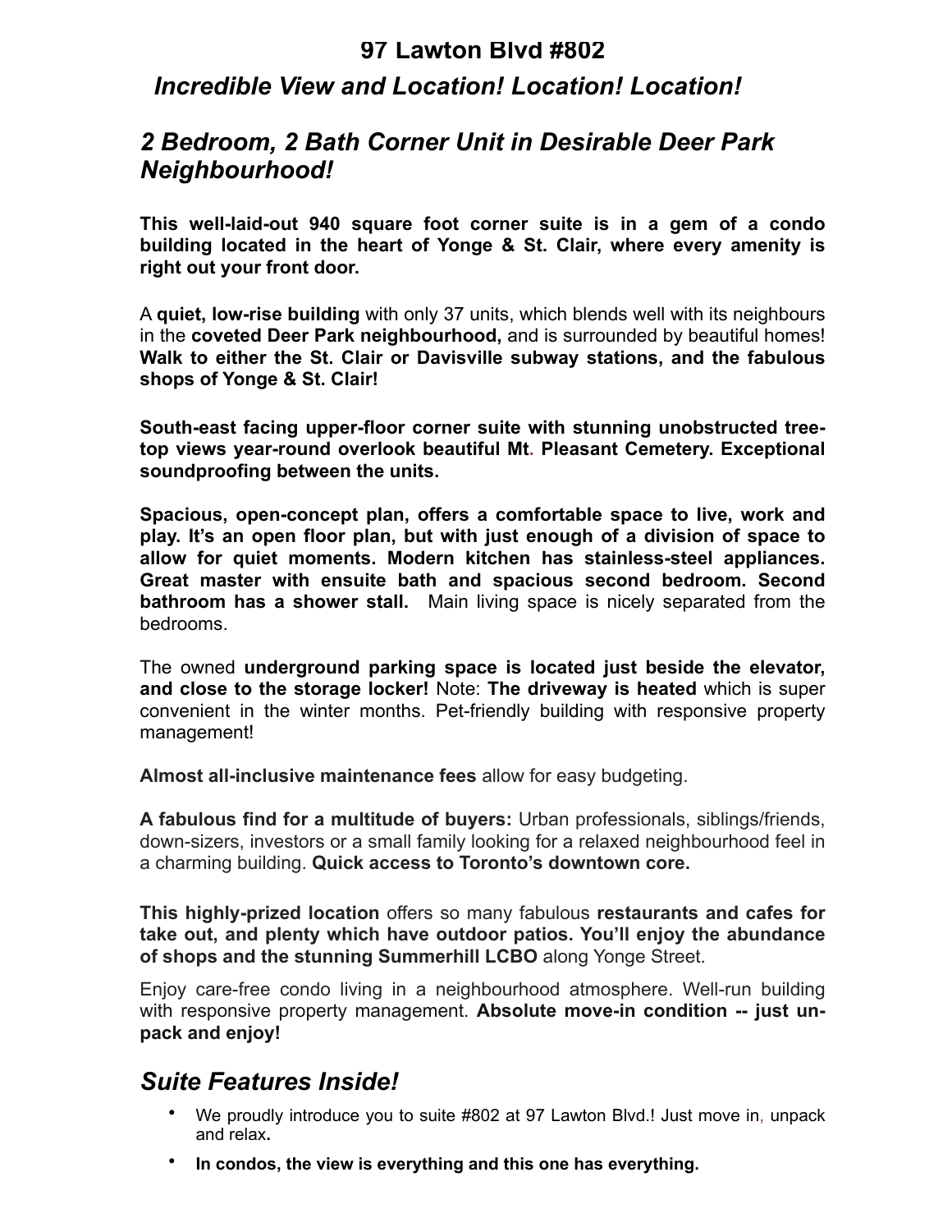# 97 Lawton Blvd #802

## *Incredible View and Location! Location! Location!*

## *2 Bedroom, 2 Bath Corner Unit in Desirable Deer Park Neighbourhood!*

**This well-laid-out 940 square foot corner suite is in a gem of a condo building located in the heart of Yonge & St. Clair, where every amenity is right out your front door.**

A **quiet, low-rise building** with only 37 units, which blends well with its neighbours in the **coveted Deer Park neighbourhood,** and is surrounded by beautiful homes! **Walk to either the St. Clair or Davisville subway stations, and the fabulous shops of Yonge & St. Clair!**

**South-east facing upper-floor corner suite with stunning unobstructed tree-top views year-round overlook beautiful Mt. Pleasant Cemetery. Exceptional soundproofing between the units.**

**Spacious, open-concept plan, offers a comfortable space to live, work and play. It's an open floor plan, but with just enough of a division of space to allow for quiet moments. Modern kitchen has stainless-steel appliances. Great master with ensuite bath and spacious second bedroom. Second bathroom has a shower stall.** Main living space is nicely separated from the bedrooms.

The owned **underground parking space is located just beside the elevator, and close to the storage locker!** Note: **The driveway is heated** which is super convenient in the winter months. Pet-friendly building with responsive property management!

**Almost all-inclusive maintenance fees** allow for easy budgeting.

**A fabulous find for a multitude of buyers:** Urban professionals, siblings/friends, down-sizers, investors or a small family looking for a relaxed neighbourhood feel in a charming building. **Quick access to Toronto's downtown core.**

**This highly-prized location** offers so many fabulous **restaurants and cafes for take out, and plenty which have outdoor patios. You'll enjoy the abundance of shops and the stunning Summerhill LCBO** along Yonge Street.

Enjoy care-free condo living in a neighbourhood atmosphere. Well-run building with responsive property management. **Absolute move-in condition -- just un-pack and enjoy!**

## *Suite Features Inside!*

- We proudly introduce you to suite #802 at 97 Lawton Blvd.! Just move in, unpack and relax**.**
- **In condos, the view is everything and this one has everything.**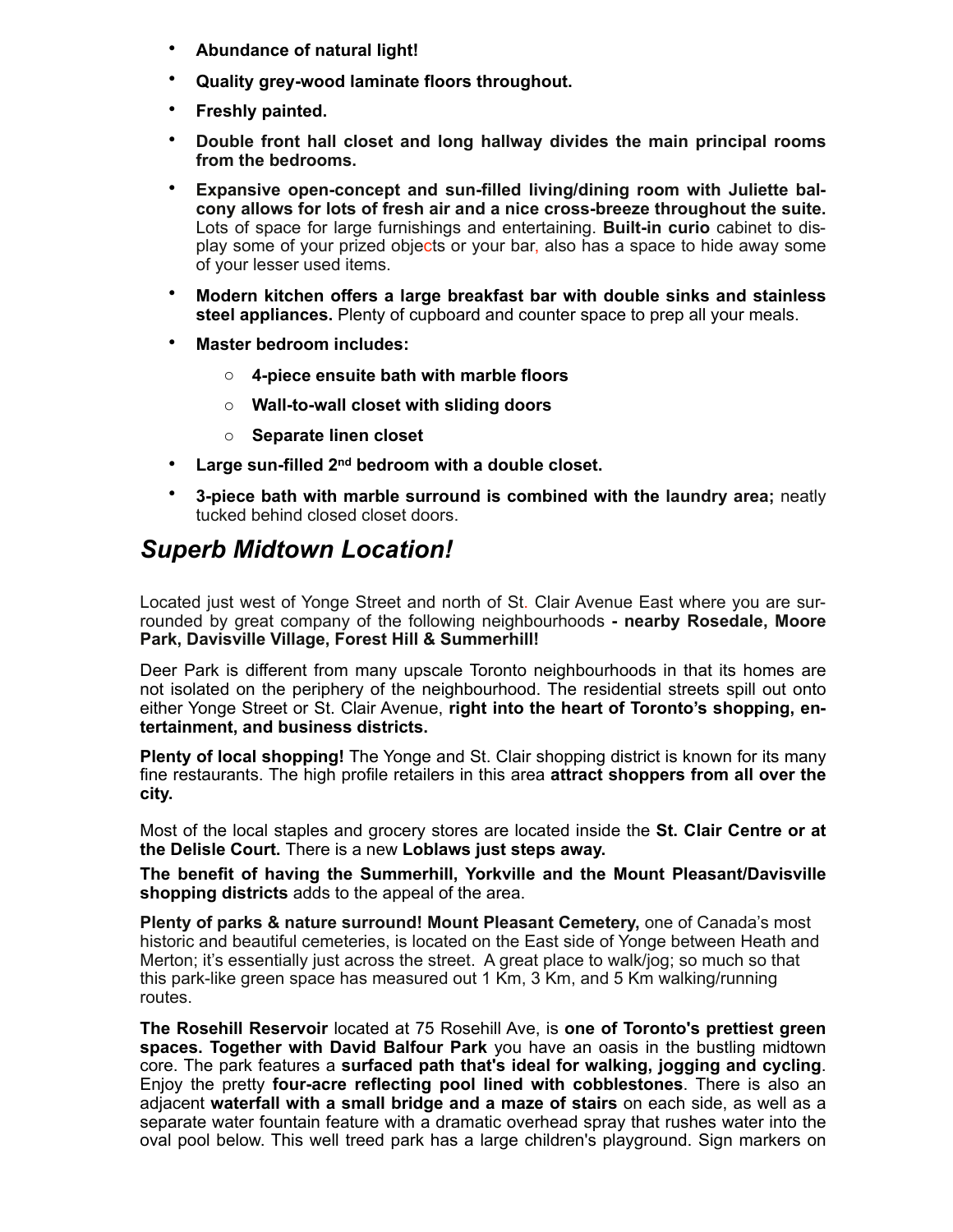- **Abundance of natural light!**
- **Quality grey-wood laminate floors throughout.**
- **Freshly painted.**
- **Double front hall closet and long hallway divides the main principal rooms from the bedrooms.**
- **Expansive open-concept and sun-filled living/dining room with Juliette balcony allows for lots of fresh air and a nice cross-breeze throughout the suite.** Lots of space for large furnishings and entertaining. **Built-in curio** cabinet to display some of your prized objects or your bar, also has a space to hide away some of your lesser used items.
- **Modern kitchen offers a large breakfast bar with double sinks and stainless steel appliances.** Plenty of cupboard and counter space to prep all your meals.
- **Master bedroom includes:**
  - **4-piece ensuite bath with marble floors**
  - **Wall-to-wall closet with sliding doors**
  - **Separate linen closet**
- **Large sun-filled 2nd bedroom with a double closet.**
- **3-piece bath with marble surround is combined with the laundry area;** neatly tucked behind closed closet doors.

## *Superb Midtown Location!*

Located just west of Yonge Street and north of St. Clair Avenue East where you are surrounded by great company of the following neighbourhoods **- nearby Rosedale, Moore Park, Davisville Village, Forest Hill & Summerhill!**

Deer Park is different from many upscale Toronto neighbourhoods in that its homes are not isolated on the periphery of the neighbourhood. The residential streets spill out onto either Yonge Street or St. Clair Avenue, **right into the heart of Toronto's shopping, entertainment, and business districts.**

**Plenty of local shopping!** The Yonge and St. Clair shopping district is known for its many fine restaurants. The high profile retailers in this area **attract shoppers from all over the city.**

Most of the local staples and grocery stores are located inside the **St. Clair Centre or at the Delisle Court.** There is a new **Loblaws just steps away.**

**The benefit of having the Summerhill, Yorkville and the Mount Pleasant/Davisville shopping districts** adds to the appeal of the area.

**Plenty of parks & nature surround! Mount Pleasant Cemetery,** one of Canada's most historic and beautiful cemeteries, is located on the East side of Yonge between Heath and Merton; it's essentially just across the street. A great place to walk/jog; so much so that this park-like green space has measured out 1 Km, 3 Km, and 5 Km walking/running routes.

**The Rosehill Reservoir** located at 75 Rosehill Ave, is **one of Toronto's prettiest green spaces. Together with David Balfour Park** you have an oasis in the bustling midtown core. The park features a **surfaced path that's ideal for walking, jogging and cycling**. Enjoy the pretty **four-acre reflecting pool lined with cobblestones**. There is also an adjacent **waterfall with a small bridge and a maze of stairs** on each side, as well as a separate water fountain feature with a dramatic overhead spray that rushes water into the oval pool below. This well treed park has a large children's playground. Sign markers on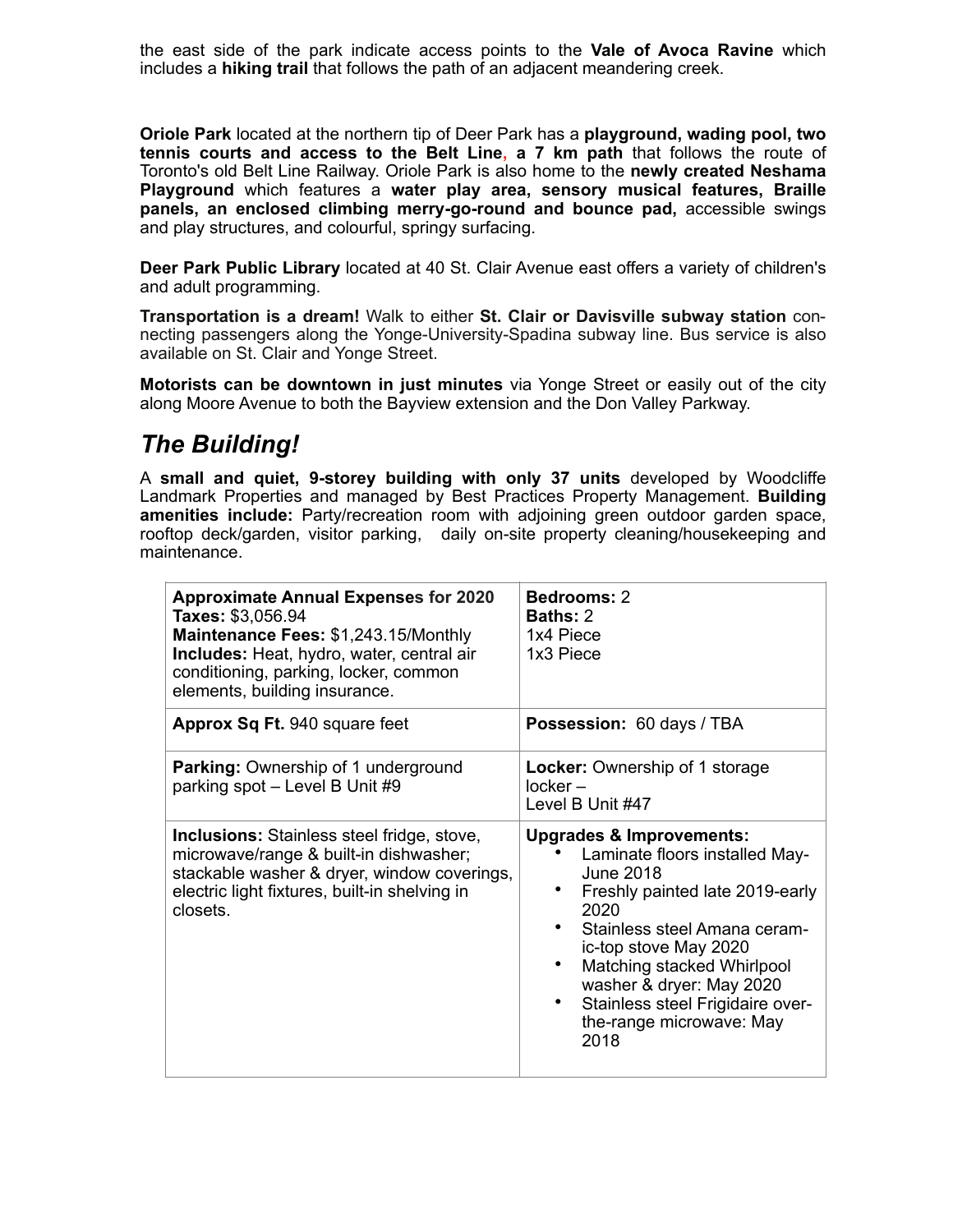the east side of the park indicate access points to the **Vale of Avoca Ravine** which includes a **hiking trail** that follows the path of an adjacent meandering creek.

**Oriole Park** located at the northern tip of Deer Park has a **playground, wading pool, two tennis courts and access to the Belt Line, a 7 km path** that follows the route of Toronto's old Belt Line Railway. Oriole Park is also home to the **newly created Neshama Playground** which features a **water play area, sensory musical features, Braille panels, an enclosed climbing merry-go-round and bounce pad,** accessible swings and play structures, and colourful, springy surfacing.

**Deer Park Public Library** located at 40 St. Clair Avenue east offers a variety of children's and adult programming.

**Transportation is a dream!** Walk to either **St. Clair or Davisville subway station** connecting passengers along the Yonge-University-Spadina subway line. Bus service is also available on St. Clair and Yonge Street.

**Motorists can be downtown in just minutes** via Yonge Street or easily out of the city along Moore Avenue to both the Bayview extension and the Don Valley Parkway.

## *The Building!*

A **small and quiet, 9-storey building with only 37 units** developed by Woodcliffe Landmark Properties and managed by Best Practices Property Management. **Building amenities include:** Party/recreation room with adjoining green outdoor garden space, rooftop deck/garden, visitor parking, daily on-site property cleaning/housekeeping and maintenance.

| | |
|---|---|
| **Approximate Annual Expenses for 2020**<br>**Taxes:** $3,056.94<br>**Maintenance Fees:** $1,243.15/Monthly<br>**Includes:** Heat, hydro, water, central air conditioning, parking, locker, common elements, building insurance. | **Bedrooms:** 2<br>**Baths:** 2<br>1x4 Piece<br>1x3 Piece |
| **Approx Sq Ft.** 940 square feet | **Possession:** 60 days / TBA |
| **Parking:** Ownership of 1 underground parking spot – Level B Unit #9 | **Locker:** Ownership of 1 storage locker – Level B Unit #47 |
| **Inclusions:** Stainless steel fridge, stove, microwave/range & built-in dishwasher; stackable washer & dryer, window coverings, electric light fixtures, built-in shelving in closets. | **Upgrades & Improvements:**<br>• Laminate floors installed May-June 2018<br>• Freshly painted late 2019-early 2020<br>• Stainless steel Amana ceramic-top stove May 2020<br>• Matching stacked Whirlpool washer & dryer: May 2020<br>• Stainless steel Frigidaire over-the-range microwave: May 2018 |